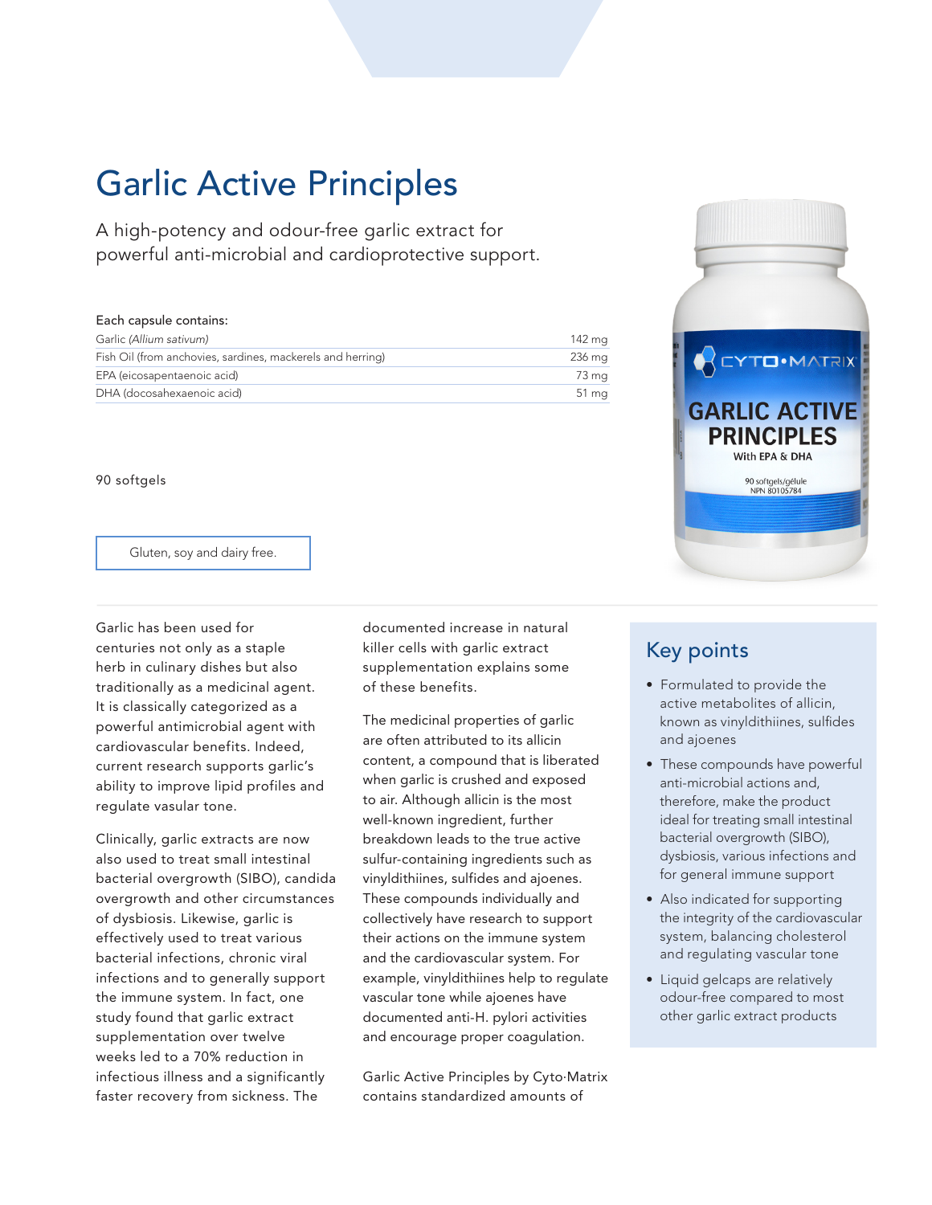# Garlic Active Principles

A high-potency and odour-free garlic extract for powerful anti-microbial and cardioprotective support.

**Each capsule contains:**

| | |
|---|---|
| Garlic *(Allium sativum)* | 142 mg |
| Fish Oil (from anchovies, sardines, mackerels and herring) | 236 mg |
| EPA (eicosapentaenoic acid) | 73 mg |
| DHA (docosahexaenoic acid) | 51 mg |

90 softgels

Gluten, soy and dairy free.

Garlic has been used for centuries not only as a staple herb in culinary dishes but also traditionally as a medicinal agent. It is classically categorized as a powerful antimicrobial agent with cardiovascular benefits. Indeed, current research supports garlic's ability to improve lipid profiles and regulate vasular tone.

Clinically, garlic extracts are now also used to treat small intestinal bacterial overgrowth (SIBO), candida overgrowth and other circumstances of dysbiosis. Likewise, garlic is effectively used to treat various bacterial infections, chronic viral infections and to generally support the immune system. In fact, one study found that garlic extract supplementation over twelve weeks led to a 70% reduction in infectious illness and a significantly faster recovery from sickness. The documented increase in natural killer cells with garlic extract supplementation explains some of these benefits.

The medicinal properties of garlic are often attributed to its allicin content, a compound that is liberated when garlic is crushed and exposed to air. Although allicin is the most well-known ingredient, further breakdown leads to the true active sulfur-containing ingredients such as vinyldithiines, sulfides and ajoenes. These compounds individually and collectively have research to support their actions on the immune system and the cardiovascular system. For example, vinyldithiines help to regulate vascular tone while ajoenes have documented anti-H. pylori activities and encourage proper coagulation.

Garlic Active Principles by Cyto·Matrix contains standardized amounts of

## Key points

- Formulated to provide the active metabolites of allicin, known as vinyldithiines, sulfides and ajoenes
- These compounds have powerful anti-microbial actions and, therefore, make the product ideal for treating small intestinal bacterial overgrowth (SIBO), dysbiosis, various infections and for general immune support
- Also indicated for supporting the integrity of the cardiovascular system, balancing cholesterol and regulating vascular tone
- Liquid gelcaps are relatively odour-free compared to most other garlic extract products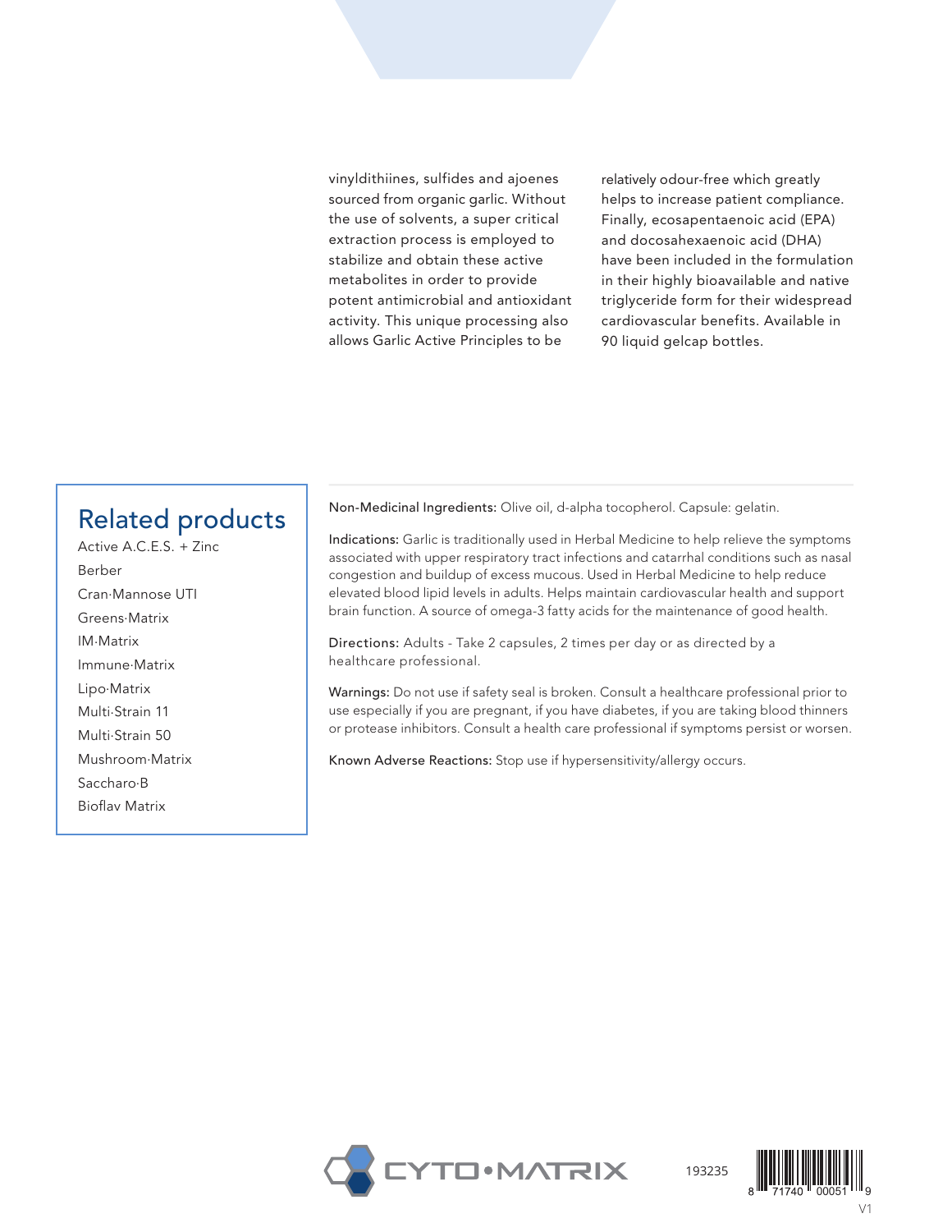vinyldithiines, sulfides and ajoenes sourced from organic garlic. Without the use of solvents, a super critical extraction process is employed to stabilize and obtain these active metabolites in order to provide potent antimicrobial and antioxidant activity. This unique processing also allows Garlic Active Principles to be relatively odour-free which greatly helps to increase patient compliance. Finally, ecosapentaenoic acid (EPA) and docosahexaenoic acid (DHA) have been included in the formulation in their highly bioavailable and native triglyceride form for their widespread cardiovascular benefits. Available in 90 liquid gelcap bottles.

## Related products

Active A.C.E.S. + Zinc
Berber
Cran·Mannose UTI
Greens·Matrix
IM·Matrix
Immune·Matrix
Lipo·Matrix
Multi·Strain 11
Multi·Strain 50
Mushroom·Matrix
Saccharo·B
Bioflav Matrix

**Non-Medicinal Ingredients:** Olive oil, d-alpha tocopherol. Capsule: gelatin.

**Indications:** Garlic is traditionally used in Herbal Medicine to help relieve the symptoms associated with upper respiratory tract infections and catarrhal conditions such as nasal congestion and buildup of excess mucous. Used in Herbal Medicine to help reduce elevated blood lipid levels in adults. Helps maintain cardiovascular health and support brain function. A source of omega-3 fatty acids for the maintenance of good health.

**Directions:** Adults - Take 2 capsules, 2 times per day or as directed by a healthcare professional.

**Warnings:** Do not use if safety seal is broken. Consult a healthcare professional prior to use especially if you are pregnant, if you have diabetes, if you are taking blood thinners or protease inhibitors. Consult a health care professional if symptoms persist or worsen.

**Known Adverse Reactions:** Stop use if hypersensitivity/allergy occurs.

CYTO•MATRIX

193235

8 71740 00051 9

V1